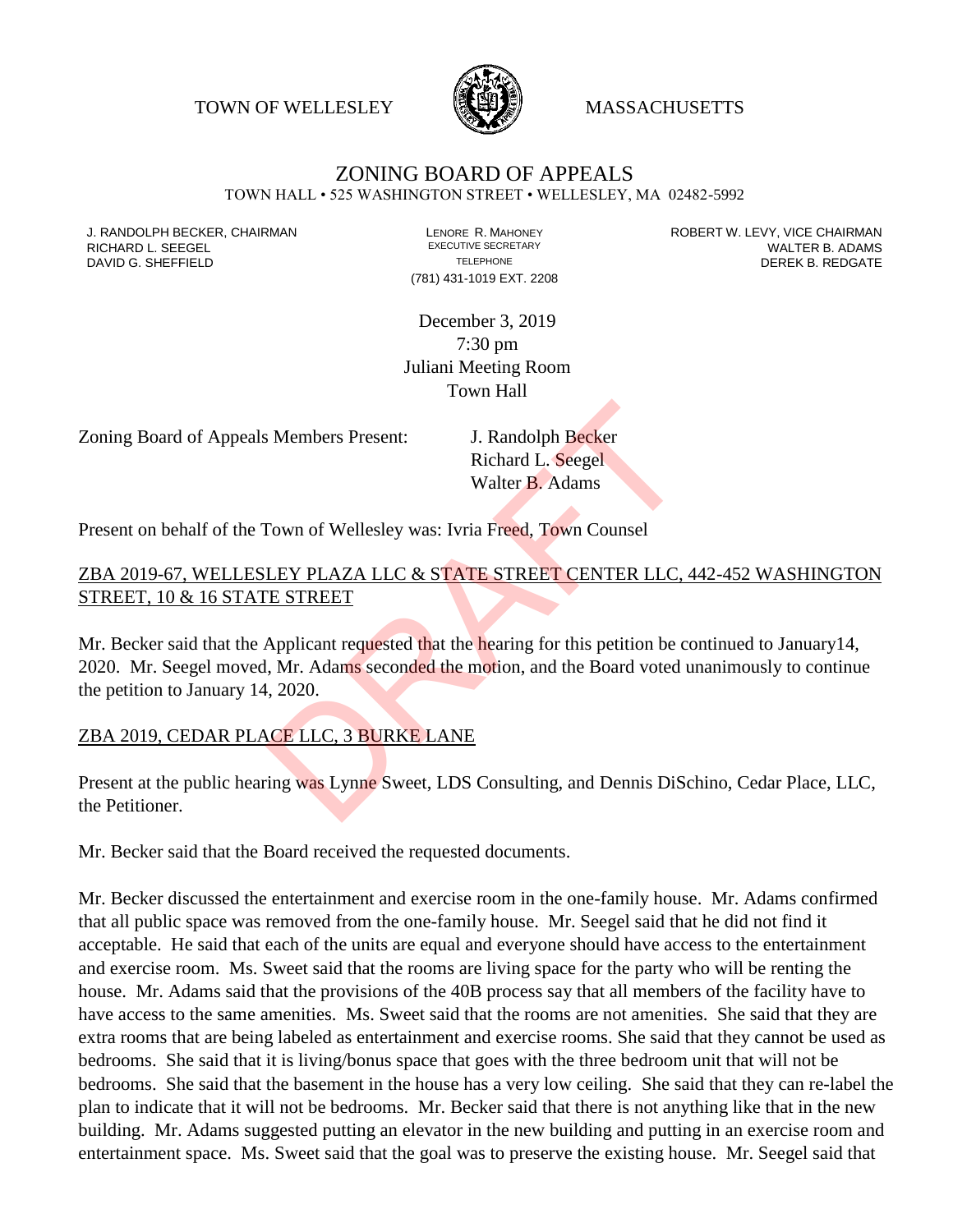TOWN OF WELLESLEY MASSACHUSETTS

# ZONING BOARD OF APPEALS

TOWN HALL • 525 WASHINGTON STREET • WELLESLEY, MA 02482-5992

J. RANDOLPH BECKER, CHAIRMAN
RICHARD L. SEEGEL
DAVID G. SHEFFIELD

LENORE R. MAHONEY
EXECUTIVE SECRETARY
TELEPHONE
(781) 431-1019 EXT. 2208

ROBERT W. LEVY, VICE CHAIRMAN
WALTER B. ADAMS
DEREK B. REDGATE

December 3, 2019
7:30 pm
Juliani Meeting Room
Town Hall

Zoning Board of Appeals Members Present: J. Randolph Becker
Richard L. Seegel
Walter B. Adams

Present on behalf of the Town of Wellesley was: Ivria Freed, Town Counsel

## ZBA 2019-67, WELLESLEY PLAZA LLC & STATE STREET CENTER LLC, 442-452 WASHINGTON STREET, 10 & 16 STATE STREET

Mr. Becker said that the Applicant requested that the hearing for this petition be continued to January14, 2020. Mr. Seegel moved, Mr. Adams seconded the motion, and the Board voted unanimously to continue the petition to January 14, 2020.

## ZBA 2019, CEDAR PLACE LLC, 3 BURKE LANE

Present at the public hearing was Lynne Sweet, LDS Consulting, and Dennis DiSchino, Cedar Place, LLC, the Petitioner.

Mr. Becker said that the Board received the requested documents.

Mr. Becker discussed the entertainment and exercise room in the one-family house. Mr. Adams confirmed that all public space was removed from the one-family house. Mr. Seegel said that he did not find it acceptable. He said that each of the units are equal and everyone should have access to the entertainment and exercise room. Ms. Sweet said that the rooms are living space for the party who will be renting the house. Mr. Adams said that the provisions of the 40B process say that all members of the facility have to have access to the same amenities. Ms. Sweet said that the rooms are not amenities. She said that they are extra rooms that are being labeled as entertainment and exercise rooms. She said that they cannot be used as bedrooms. She said that it is living/bonus space that goes with the three bedroom unit that will not be bedrooms. She said that the basement in the house has a very low ceiling. She said that they can re-label the plan to indicate that it will not be bedrooms. Mr. Becker said that there is not anything like that in the new building. Mr. Adams suggested putting an elevator in the new building and putting in an exercise room and entertainment space. Ms. Sweet said that the goal was to preserve the existing house. Mr. Seegel said that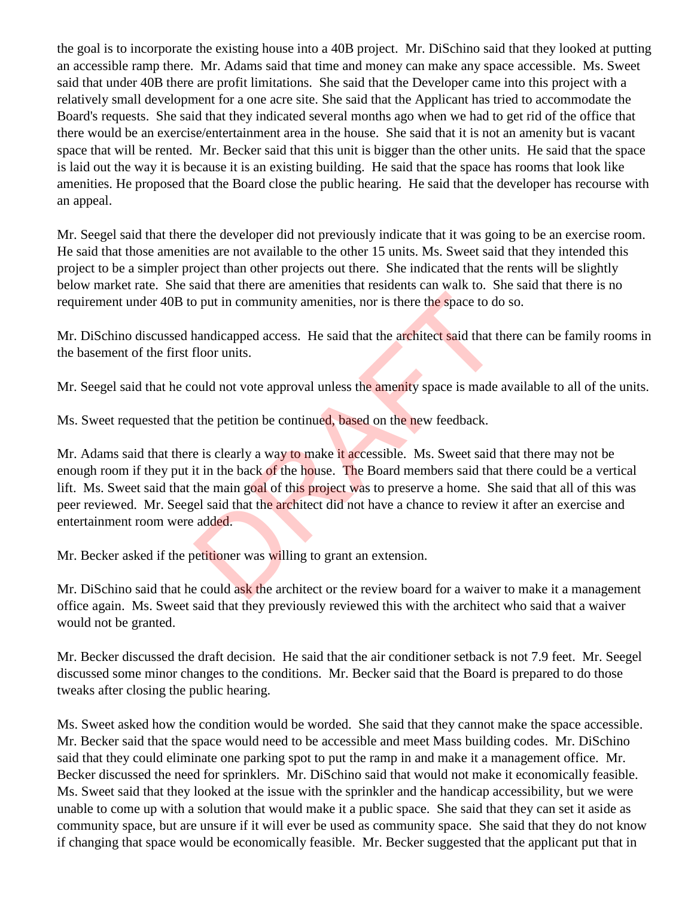the goal is to incorporate the existing house into a 40B project. Mr. DiSchino said that they looked at putting an accessible ramp there. Mr. Adams said that time and money can make any space accessible. Ms. Sweet said that under 40B there are profit limitations. She said that the Developer came into this project with a relatively small development for a one acre site. She said that the Applicant has tried to accommodate the Board's requests. She said that they indicated several months ago when we had to get rid of the office that there would be an exercise/entertainment area in the house. She said that it is not an amenity but is vacant space that will be rented. Mr. Becker said that this unit is bigger than the other units. He said that the space is laid out the way it is because it is an existing building. He said that the space has rooms that look like amenities. He proposed that the Board close the public hearing. He said that the developer has recourse with an appeal.

Mr. Seegel said that there the developer did not previously indicate that it was going to be an exercise room. He said that those amenities are not available to the other 15 units. Ms. Sweet said that they intended this project to be a simpler project than other projects out there. She indicated that the rents will be slightly below market rate. She said that there are amenities that residents can walk to. She said that there is no requirement under 40B to put in community amenities, nor is there the space to do so.

Mr. DiSchino discussed handicapped access. He said that the architect said that there can be family rooms in the basement of the first floor units.

Mr. Seegel said that he could not vote approval unless the amenity space is made available to all of the units.

Ms. Sweet requested that the petition be continued, based on the new feedback.

Mr. Adams said that there is clearly a way to make it accessible. Ms. Sweet said that there may not be enough room if they put it in the back of the house. The Board members said that there could be a vertical lift. Ms. Sweet said that the main goal of this project was to preserve a home. She said that all of this was peer reviewed. Mr. Seegel said that the architect did not have a chance to review it after an exercise and entertainment room were added.

Mr. Becker asked if the petitioner was willing to grant an extension.

Mr. DiSchino said that he could ask the architect or the review board for a waiver to make it a management office again. Ms. Sweet said that they previously reviewed this with the architect who said that a waiver would not be granted.

Mr. Becker discussed the draft decision. He said that the air conditioner setback is not 7.9 feet. Mr. Seegel discussed some minor changes to the conditions. Mr. Becker said that the Board is prepared to do those tweaks after closing the public hearing.

Ms. Sweet asked how the condition would be worded. She said that they cannot make the space accessible. Mr. Becker said that the space would need to be accessible and meet Mass building codes. Mr. DiSchino said that they could eliminate one parking spot to put the ramp in and make it a management office. Mr. Becker discussed the need for sprinklers. Mr. DiSchino said that would not make it economically feasible. Ms. Sweet said that they looked at the issue with the sprinkler and the handicap accessibility, but we were unable to come up with a solution that would make it a public space. She said that they can set it aside as community space, but are unsure if it will ever be used as community space. She said that they do not know if changing that space would be economically feasible. Mr. Becker suggested that the applicant put that in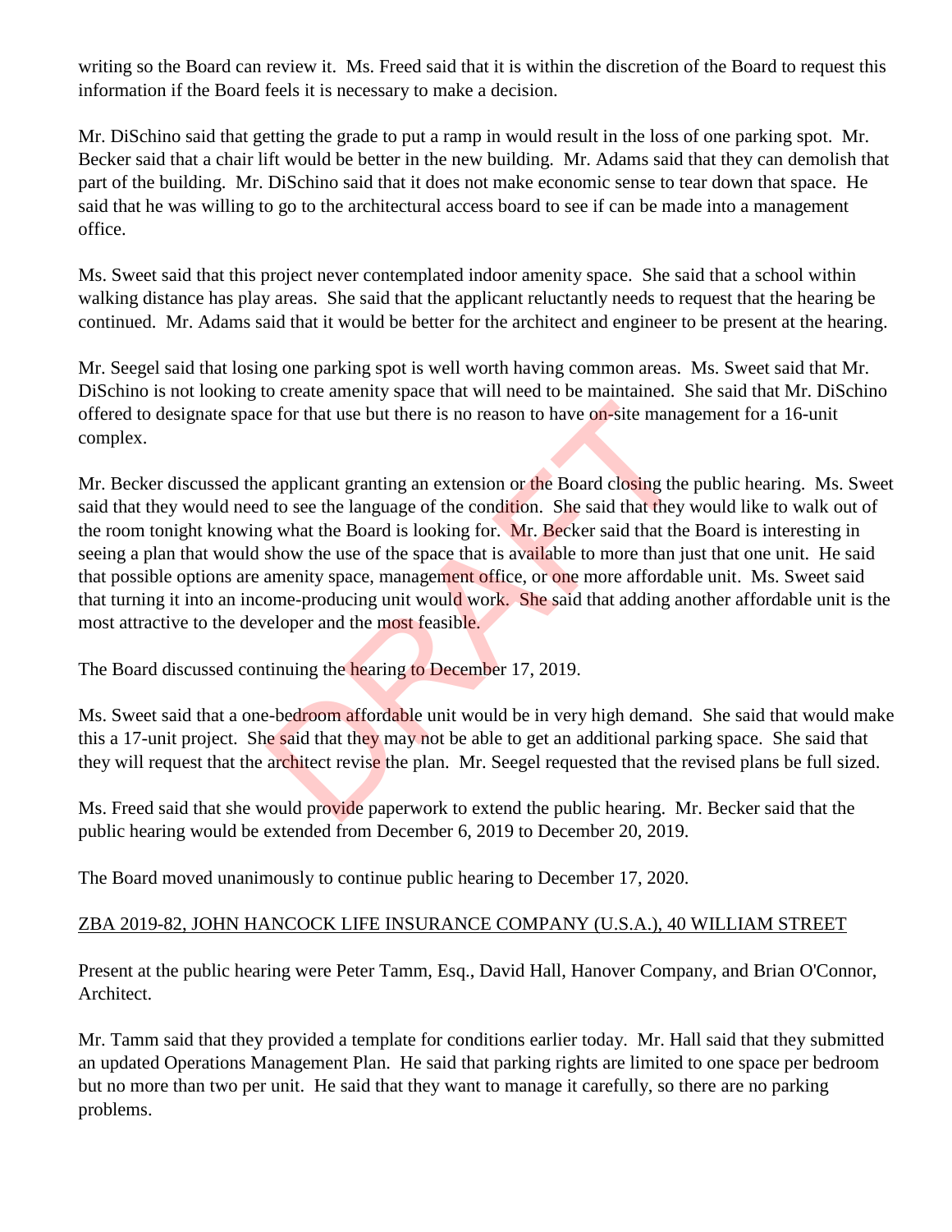writing so the Board can review it. Ms. Freed said that it is within the discretion of the Board to request this information if the Board feels it is necessary to make a decision.

Mr. DiSchino said that getting the grade to put a ramp in would result in the loss of one parking spot. Mr. Becker said that a chair lift would be better in the new building. Mr. Adams said that they can demolish that part of the building. Mr. DiSchino said that it does not make economic sense to tear down that space. He said that he was willing to go to the architectural access board to see if can be made into a management office.

Ms. Sweet said that this project never contemplated indoor amenity space. She said that a school within walking distance has play areas. She said that the applicant reluctantly needs to request that the hearing be continued. Mr. Adams said that it would be better for the architect and engineer to be present at the hearing.

Mr. Seegel said that losing one parking spot is well worth having common areas. Ms. Sweet said that Mr. DiSchino is not looking to create amenity space that will need to be maintained. She said that Mr. DiSchino offered to designate space for that use but there is no reason to have on-site management for a 16-unit complex.

Mr. Becker discussed the applicant granting an extension or the Board closing the public hearing. Ms. Sweet said that they would need to see the language of the condition. She said that they would like to walk out of the room tonight knowing what the Board is looking for. Mr. Becker said that the Board is interesting in seeing a plan that would show the use of the space that is available to more than just that one unit. He said that possible options are amenity space, management office, or one more affordable unit. Ms. Sweet said that turning it into an income-producing unit would work. She said that adding another affordable unit is the most attractive to the developer and the most feasible.

The Board discussed continuing the hearing to December 17, 2019.

Ms. Sweet said that a one-bedroom affordable unit would be in very high demand. She said that would make this a 17-unit project. She said that they may not be able to get an additional parking space. She said that they will request that the architect revise the plan. Mr. Seegel requested that the revised plans be full sized.

Ms. Freed said that she would provide paperwork to extend the public hearing. Mr. Becker said that the public hearing would be extended from December 6, 2019 to December 20, 2019.

The Board moved unanimously to continue public hearing to December 17, 2020.

## ZBA 2019-82, JOHN HANCOCK LIFE INSURANCE COMPANY (U.S.A.), 40 WILLIAM STREET

Present at the public hearing were Peter Tamm, Esq., David Hall, Hanover Company, and Brian O'Connor, Architect.

Mr. Tamm said that they provided a template for conditions earlier today. Mr. Hall said that they submitted an updated Operations Management Plan. He said that parking rights are limited to one space per bedroom but no more than two per unit. He said that they want to manage it carefully, so there are no parking problems.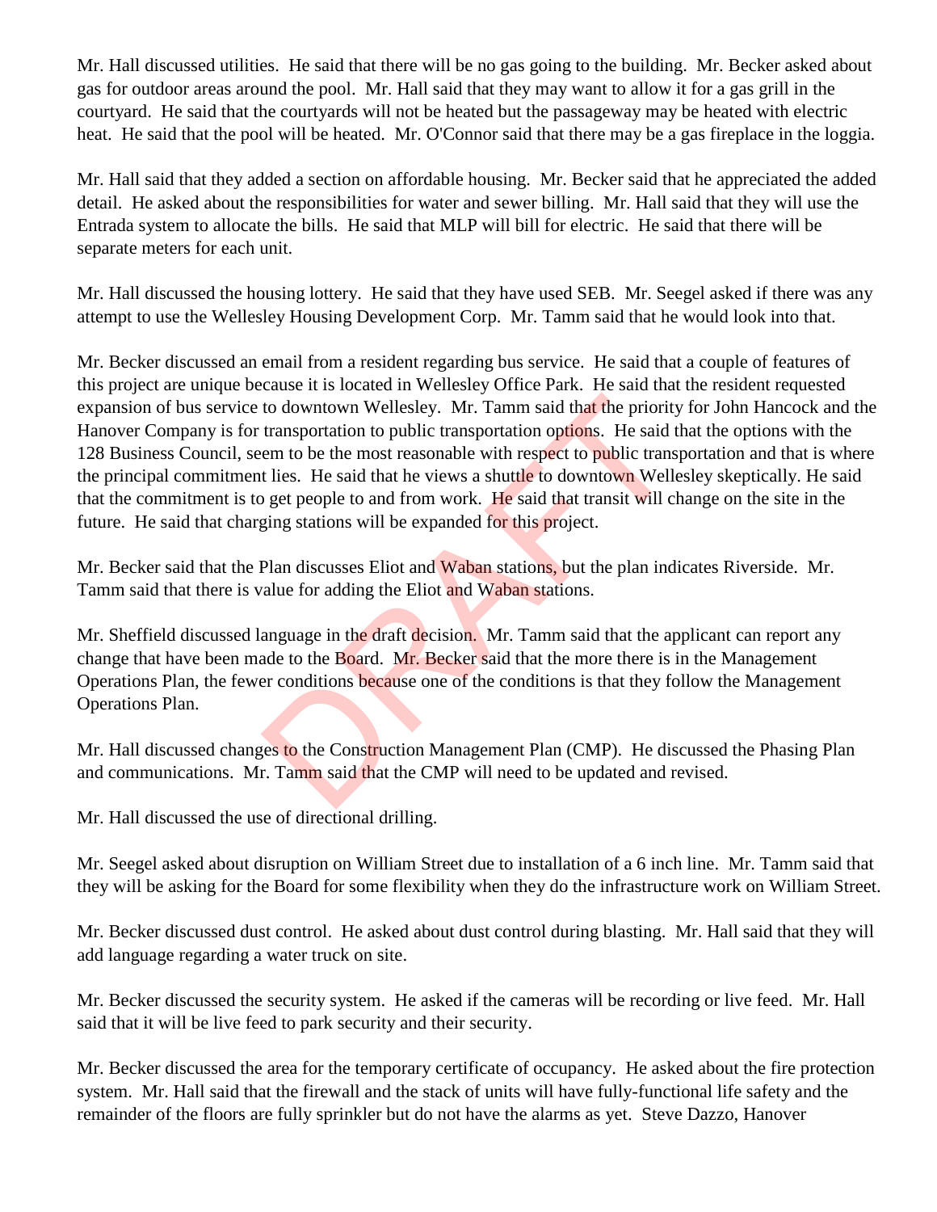Mr. Hall discussed utilities. He said that there will be no gas going to the building. Mr. Becker asked about gas for outdoor areas around the pool. Mr. Hall said that they may want to allow it for a gas grill in the courtyard. He said that the courtyards will not be heated but the passageway may be heated with electric heat. He said that the pool will be heated. Mr. O'Connor said that there may be a gas fireplace in the loggia.

Mr. Hall said that they added a section on affordable housing. Mr. Becker said that he appreciated the added detail. He asked about the responsibilities for water and sewer billing. Mr. Hall said that they will use the Entrada system to allocate the bills. He said that MLP will bill for electric. He said that there will be separate meters for each unit.

Mr. Hall discussed the housing lottery. He said that they have used SEB. Mr. Seegel asked if there was any attempt to use the Wellesley Housing Development Corp. Mr. Tamm said that he would look into that.

Mr. Becker discussed an email from a resident regarding bus service. He said that a couple of features of this project are unique because it is located in Wellesley Office Park. He said that the resident requested expansion of bus service to downtown Wellesley. Mr. Tamm said that the priority for John Hancock and the Hanover Company is for transportation to public transportation options. He said that the options with the 128 Business Council, seem to be the most reasonable with respect to public transportation and that is where the principal commitment lies. He said that he views a shuttle to downtown Wellesley skeptically. He said that the commitment is to get people to and from work. He said that transit will change on the site in the future. He said that charging stations will be expanded for this project.

Mr. Becker said that the Plan discusses Eliot and Waban stations, but the plan indicates Riverside. Mr. Tamm said that there is value for adding the Eliot and Waban stations.

Mr. Sheffield discussed language in the draft decision. Mr. Tamm said that the applicant can report any change that have been made to the Board. Mr. Becker said that the more there is in the Management Operations Plan, the fewer conditions because one of the conditions is that they follow the Management Operations Plan.

Mr. Hall discussed changes to the Construction Management Plan (CMP). He discussed the Phasing Plan and communications. Mr. Tamm said that the CMP will need to be updated and revised.

Mr. Hall discussed the use of directional drilling.

Mr. Seegel asked about disruption on William Street due to installation of a 6 inch line. Mr. Tamm said that they will be asking for the Board for some flexibility when they do the infrastructure work on William Street.

Mr. Becker discussed dust control. He asked about dust control during blasting. Mr. Hall said that they will add language regarding a water truck on site.

Mr. Becker discussed the security system. He asked if the cameras will be recording or live feed. Mr. Hall said that it will be live feed to park security and their security.

Mr. Becker discussed the area for the temporary certificate of occupancy. He asked about the fire protection system. Mr. Hall said that the firewall and the stack of units will have fully-functional life safety and the remainder of the floors are fully sprinkler but do not have the alarms as yet. Steve Dazzo, Hanover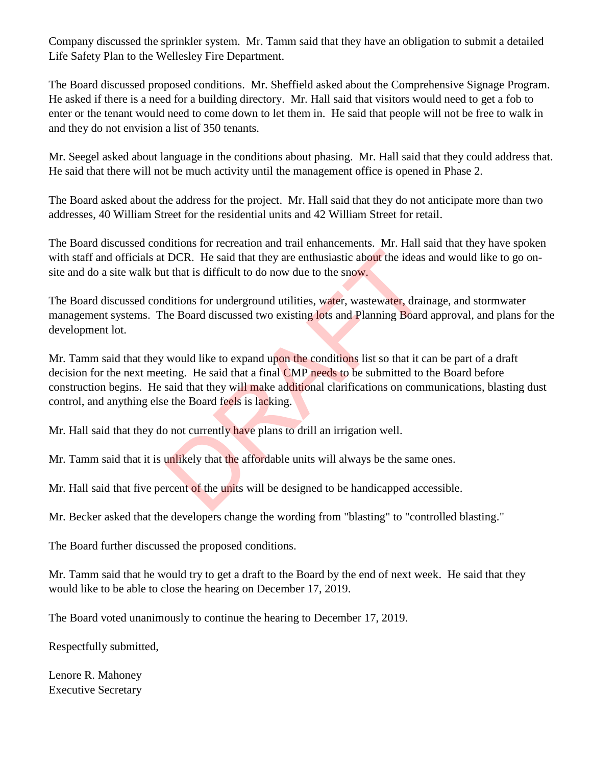Company discussed the sprinkler system. Mr. Tamm said that they have an obligation to submit a detailed Life Safety Plan to the Wellesley Fire Department.

The Board discussed proposed conditions. Mr. Sheffield asked about the Comprehensive Signage Program. He asked if there is a need for a building directory. Mr. Hall said that visitors would need to get a fob to enter or the tenant would need to come down to let them in. He said that people will not be free to walk in and they do not envision a list of 350 tenants.

Mr. Seegel asked about language in the conditions about phasing. Mr. Hall said that they could address that. He said that there will not be much activity until the management office is opened in Phase 2.

The Board asked about the address for the project. Mr. Hall said that they do not anticipate more than two addresses, 40 William Street for the residential units and 42 William Street for retail.

The Board discussed conditions for recreation and trail enhancements. Mr. Hall said that they have spoken with staff and officials at DCR. He said that they are enthusiastic about the ideas and would like to go on-site and do a site walk but that is difficult to do now due to the snow.

The Board discussed conditions for underground utilities, water, wastewater, drainage, and stormwater management systems. The Board discussed two existing lots and Planning Board approval, and plans for the development lot.

Mr. Tamm said that they would like to expand upon the conditions list so that it can be part of a draft decision for the next meeting. He said that a final CMP needs to be submitted to the Board before construction begins. He said that they will make additional clarifications on communications, blasting dust control, and anything else the Board feels is lacking.

Mr. Hall said that they do not currently have plans to drill an irrigation well.

Mr. Tamm said that it is unlikely that the affordable units will always be the same ones.

Mr. Hall said that five percent of the units will be designed to be handicapped accessible.

Mr. Becker asked that the developers change the wording from "blasting" to "controlled blasting."

The Board further discussed the proposed conditions.

Mr. Tamm said that he would try to get a draft to the Board by the end of next week. He said that they would like to be able to close the hearing on December 17, 2019.

The Board voted unanimously to continue the hearing to December 17, 2019.

Respectfully submitted,

Lenore R. Mahoney  
Executive Secretary